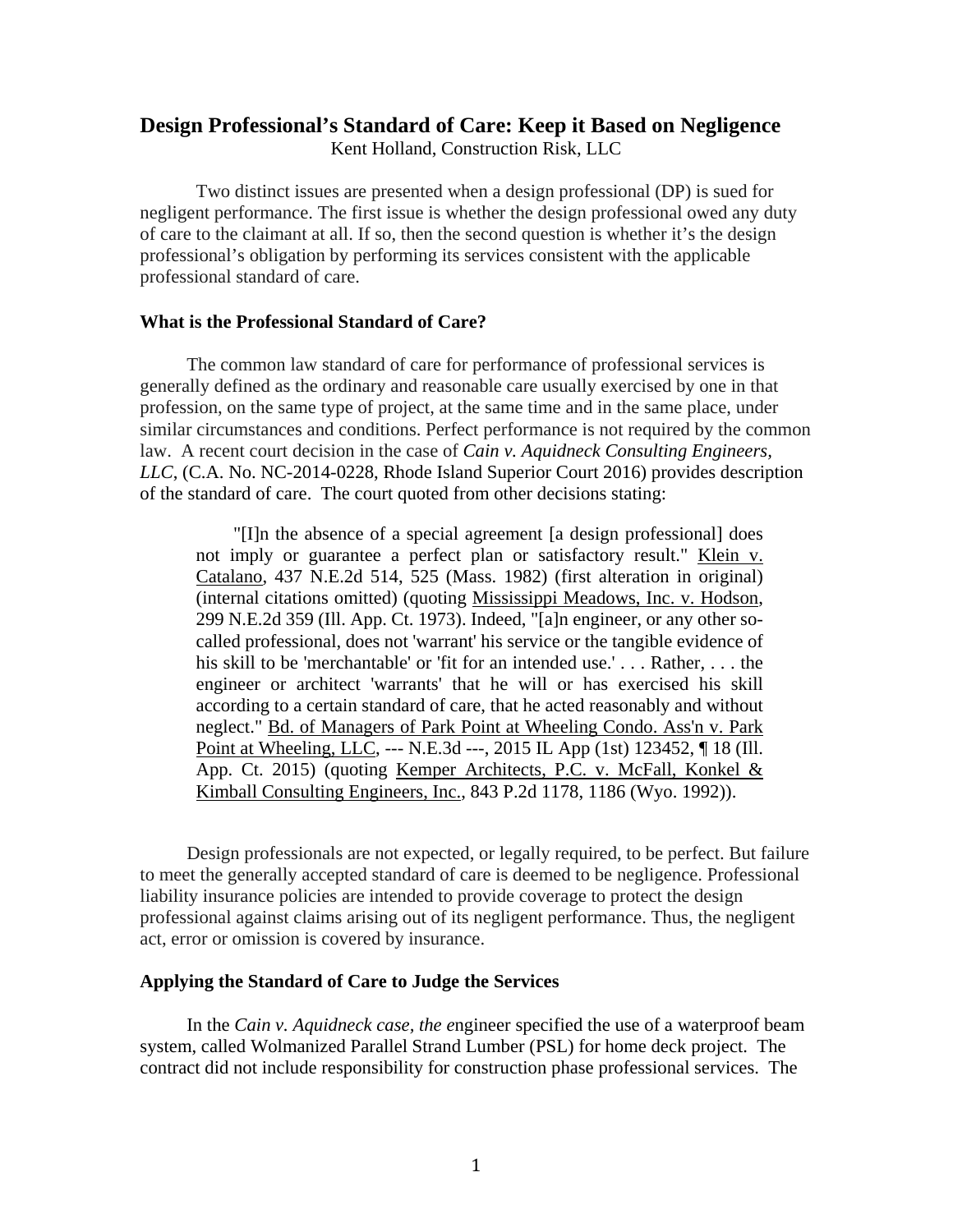# Design Professional's Standard of Care: Keep it Based on Negligence

Kent Holland, Construction Risk, LLC

Two distinct issues are presented when a design professional (DP) is sued for negligent performance. The first issue is whether the design professional owed any duty of care to the claimant at all. If so, then the second question is whether it's the design professional's obligation by performing its services consistent with the applicable professional standard of care.

### What is the Professional Standard of Care?

The common law standard of care for performance of professional services is generally defined as the ordinary and reasonable care usually exercised by one in that profession, on the same type of project, at the same time and in the same place, under similar circumstances and conditions. Perfect performance is not required by the common law. A recent court decision in the case of *Cain v. Aquidneck Consulting Engineers, LLC*, (C.A. No. NC-2014-0228, Rhode Island Superior Court 2016) provides description of the standard of care. The court quoted from other decisions stating:

> "[I]n the absence of a special agreement [a design professional] does not imply or guarantee a perfect plan or satisfactory result." Klein v. Catalano, 437 N.E.2d 514, 525 (Mass. 1982) (first alteration in original) (internal citations omitted) (quoting Mississippi Meadows, Inc. v. Hodson, 299 N.E.2d 359 (Ill. App. Ct. 1973). Indeed, "[a]n engineer, or any other so-called professional, does not 'warrant' his service or the tangible evidence of his skill to be 'merchantable' or 'fit for an intended use.' . . . Rather, . . . the engineer or architect 'warrants' that he will or has exercised his skill according to a certain standard of care, that he acted reasonably and without neglect." Bd. of Managers of Park Point at Wheeling Condo. Ass'n v. Park Point at Wheeling, LLC, --- N.E.3d ---, 2015 IL App (1st) 123452, ¶ 18 (Ill. App. Ct. 2015) (quoting Kemper Architects, P.C. v. McFall, Konkel & Kimball Consulting Engineers, Inc., 843 P.2d 1178, 1186 (Wyo. 1992)).

Design professionals are not expected, or legally required, to be perfect. But failure to meet the generally accepted standard of care is deemed to be negligence. Professional liability insurance policies are intended to provide coverage to protect the design professional against claims arising out of its negligent performance. Thus, the negligent act, error or omission is covered by insurance.

### Applying the Standard of Care to Judge the Services

In the *Cain v. Aquidneck case, the e*ngineer specified the use of a waterproof beam system, called Wolmanized Parallel Strand Lumber (PSL) for home deck project. The contract did not include responsibility for construction phase professional services. The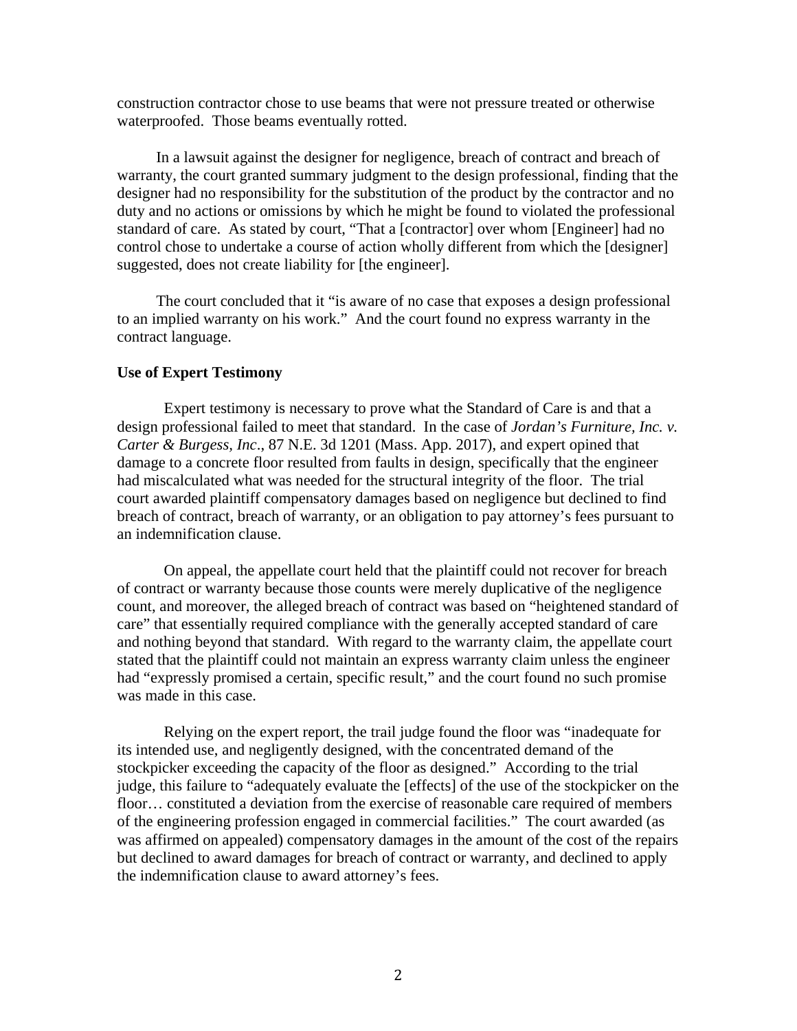construction contractor chose to use beams that were not pressure treated or otherwise waterproofed. Those beams eventually rotted.

In a lawsuit against the designer for negligence, breach of contract and breach of warranty, the court granted summary judgment to the design professional, finding that the designer had no responsibility for the substitution of the product by the contractor and no duty and no actions or omissions by which he might be found to violated the professional standard of care. As stated by court, "That a [contractor] over whom [Engineer] had no control chose to undertake a course of action wholly different from which the [designer] suggested, does not create liability for [the engineer].

The court concluded that it "is aware of no case that exposes a design professional to an implied warranty on his work." And the court found no express warranty in the contract language.

**Use of Expert Testimony**

Expert testimony is necessary to prove what the Standard of Care is and that a design professional failed to meet that standard. In the case of *Jordan's Furniture, Inc. v. Carter & Burgess, Inc*., 87 N.E. 3d 1201 (Mass. App. 2017), and expert opined that damage to a concrete floor resulted from faults in design, specifically that the engineer had miscalculated what was needed for the structural integrity of the floor. The trial court awarded plaintiff compensatory damages based on negligence but declined to find breach of contract, breach of warranty, or an obligation to pay attorney's fees pursuant to an indemnification clause.

On appeal, the appellate court held that the plaintiff could not recover for breach of contract or warranty because those counts were merely duplicative of the negligence count, and moreover, the alleged breach of contract was based on "heightened standard of care" that essentially required compliance with the generally accepted standard of care and nothing beyond that standard. With regard to the warranty claim, the appellate court stated that the plaintiff could not maintain an express warranty claim unless the engineer had "expressly promised a certain, specific result," and the court found no such promise was made in this case.

Relying on the expert report, the trail judge found the floor was "inadequate for its intended use, and negligently designed, with the concentrated demand of the stockpicker exceeding the capacity of the floor as designed." According to the trial judge, this failure to "adequately evaluate the [effects] of the use of the stockpicker on the floor… constituted a deviation from the exercise of reasonable care required of members of the engineering profession engaged in commercial facilities." The court awarded (as was affirmed on appealed) compensatory damages in the amount of the cost of the repairs but declined to award damages for breach of contract or warranty, and declined to apply the indemnification clause to award attorney's fees.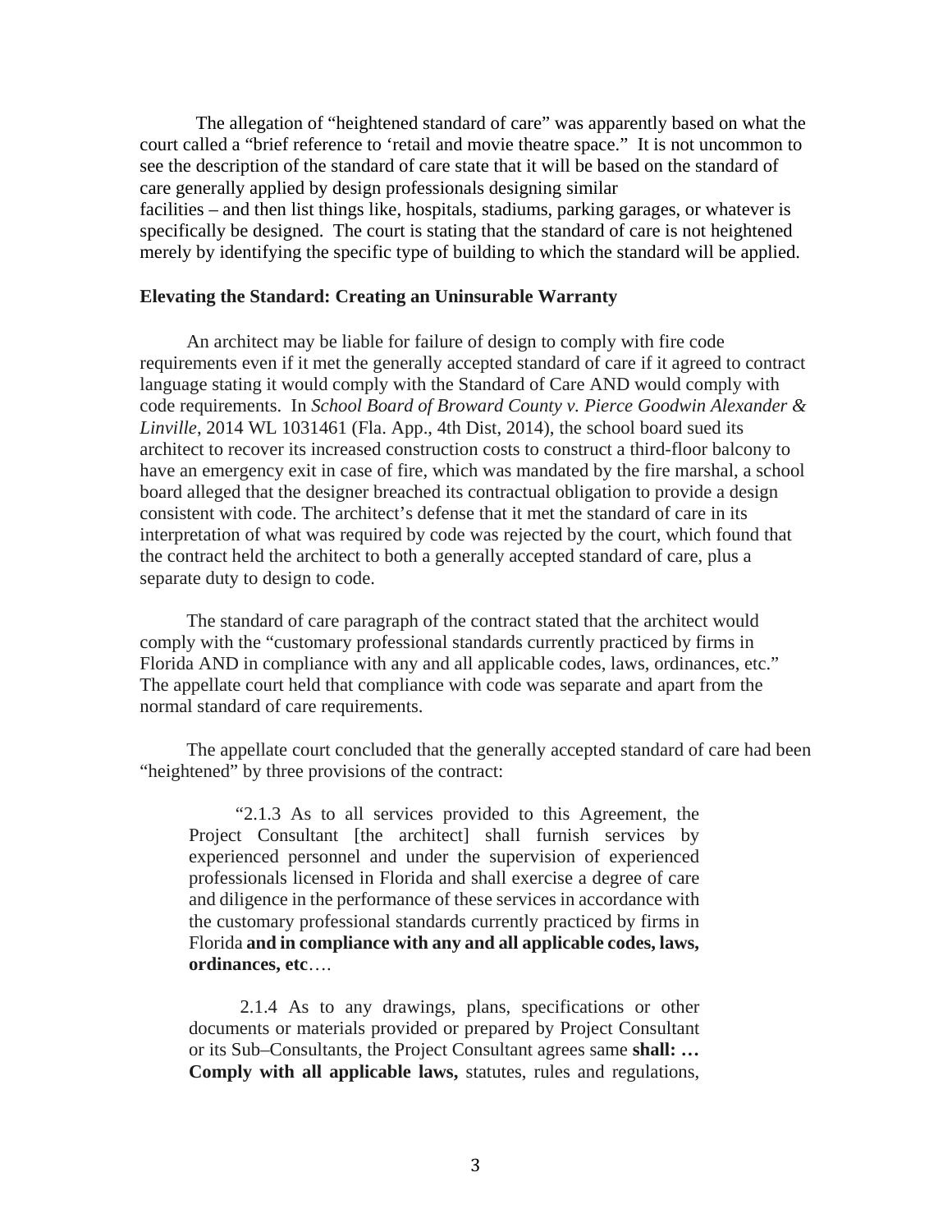The allegation of "heightened standard of care" was apparently based on what the court called a "brief reference to 'retail and movie theatre space." It is not uncommon to see the description of the standard of care state that it will be based on the standard of care generally applied by design professionals designing similar facilities – and then list things like, hospitals, stadiums, parking garages, or whatever is specifically be designed. The court is stating that the standard of care is not heightened merely by identifying the specific type of building to which the standard will be applied.

**Elevating the Standard: Creating an Uninsurable Warranty**

An architect may be liable for failure of design to comply with fire code requirements even if it met the generally accepted standard of care if it agreed to contract language stating it would comply with the Standard of Care AND would comply with code requirements. In *School Board of Broward County v. Pierce Goodwin Alexander & Linville*, 2014 WL 1031461 (Fla. App., 4th Dist, 2014), the school board sued its architect to recover its increased construction costs to construct a third-floor balcony to have an emergency exit in case of fire, which was mandated by the fire marshal, a school board alleged that the designer breached its contractual obligation to provide a design consistent with code. The architect's defense that it met the standard of care in its interpretation of what was required by code was rejected by the court, which found that the contract held the architect to both a generally accepted standard of care, plus a separate duty to design to code.

The standard of care paragraph of the contract stated that the architect would comply with the "customary professional standards currently practiced by firms in Florida AND in compliance with any and all applicable codes, laws, ordinances, etc." The appellate court held that compliance with code was separate and apart from the normal standard of care requirements.

The appellate court concluded that the generally accepted standard of care had been "heightened" by three provisions of the contract:

> "2.1.3 As to all services provided to this Agreement, the Project Consultant [the architect] shall furnish services by experienced personnel and under the supervision of experienced professionals licensed in Florida and shall exercise a degree of care and diligence in the performance of these services in accordance with the customary professional standards currently practiced by firms in Florida **and in compliance with any and all applicable codes, laws, ordinances, etc**….
>
> 2.1.4 As to any drawings, plans, specifications or other documents or materials provided or prepared by Project Consultant or its Sub–Consultants, the Project Consultant agrees same **shall: … Comply with all applicable laws,** statutes, rules and regulations,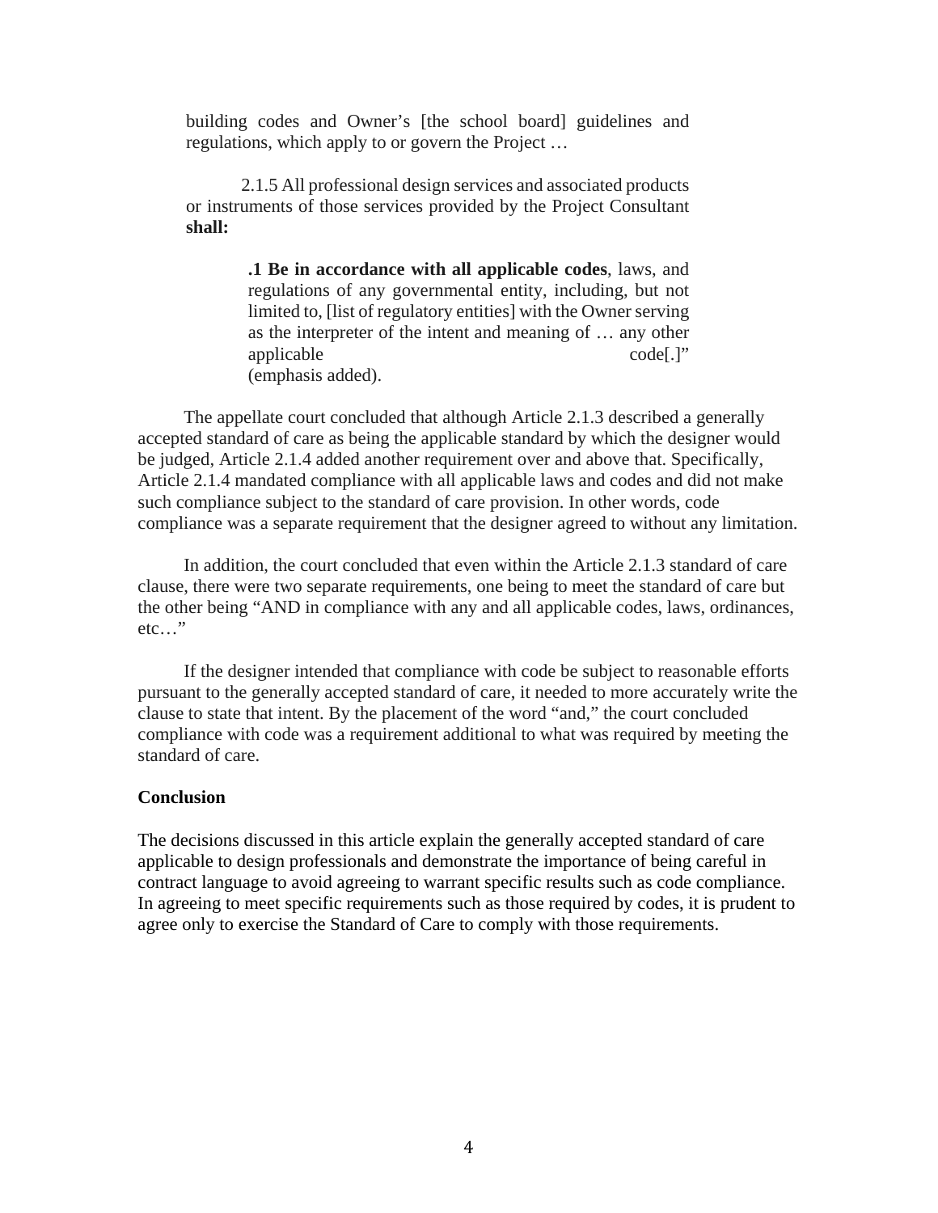> building codes and Owner's [the school board] guidelines and regulations, which apply to or govern the Project …
>
> 2.1.5 All professional design services and associated products or instruments of those services provided by the Project Consultant **shall:**
>
> > **.1 Be in accordance with all applicable codes**, laws, and regulations of any governmental entity, including, but not limited to, [list of regulatory entities] with the Owner serving as the interpreter of the intent and meaning of … any other applicable code[.]" (emphasis added).

The appellate court concluded that although Article 2.1.3 described a generally accepted standard of care as being the applicable standard by which the designer would be judged, Article 2.1.4 added another requirement over and above that. Specifically, Article 2.1.4 mandated compliance with all applicable laws and codes and did not make such compliance subject to the standard of care provision. In other words, code compliance was a separate requirement that the designer agreed to without any limitation.

In addition, the court concluded that even within the Article 2.1.3 standard of care clause, there were two separate requirements, one being to meet the standard of care but the other being "AND in compliance with any and all applicable codes, laws, ordinances, etc…"

If the designer intended that compliance with code be subject to reasonable efforts pursuant to the generally accepted standard of care, it needed to more accurately write the clause to state that intent. By the placement of the word "and," the court concluded compliance with code was a requirement additional to what was required by meeting the standard of care.

**Conclusion**

The decisions discussed in this article explain the generally accepted standard of care applicable to design professionals and demonstrate the importance of being careful in contract language to avoid agreeing to warrant specific results such as code compliance. In agreeing to meet specific requirements such as those required by codes, it is prudent to agree only to exercise the Standard of Care to comply with those requirements.